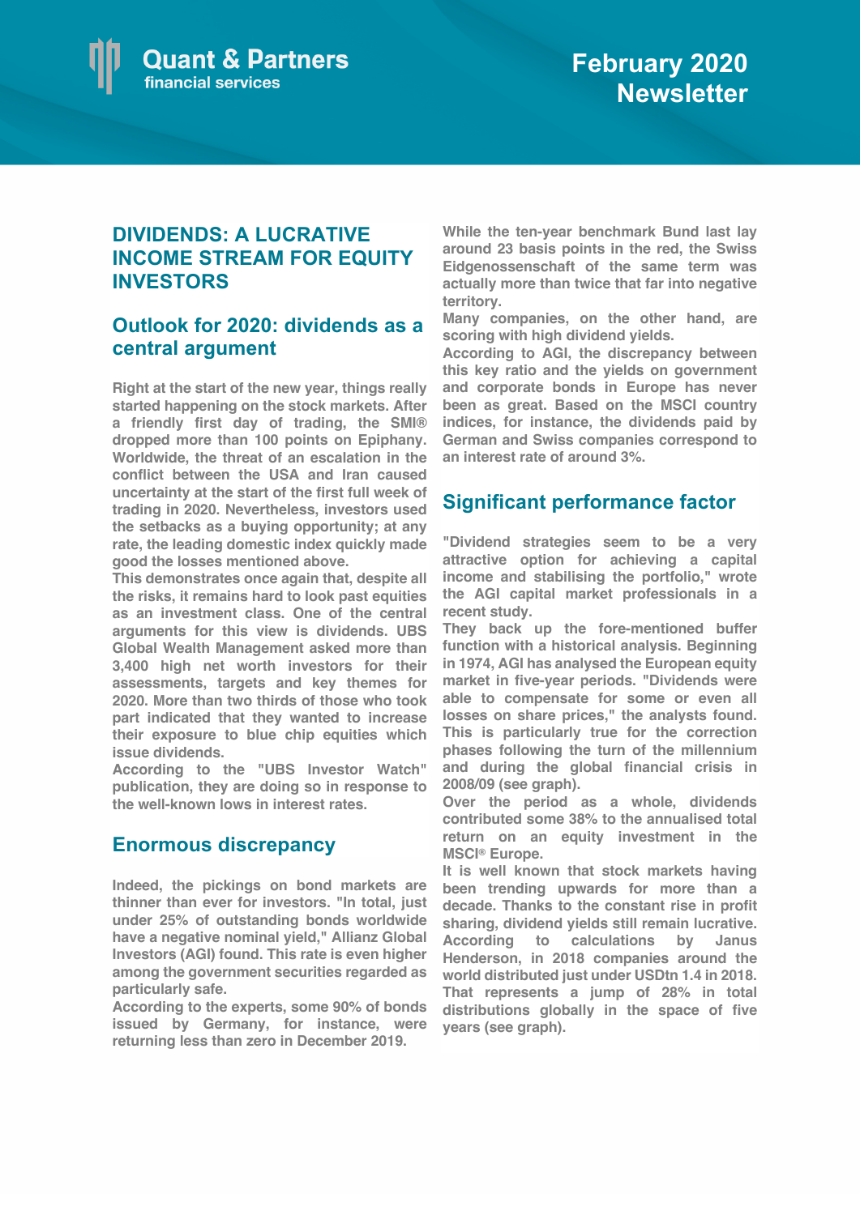Quant & Partners
financial services

February 2020 Newsletter

# DIVIDENDS: A LUCRATIVE INCOME STREAM FOR EQUITY INVESTORS

## Outlook for 2020: dividends as a central argument

Right at the start of the new year, things really started happening on the stock markets. After a friendly first day of trading, the SMI® dropped more than 100 points on Epiphany. Worldwide, the threat of an escalation in the conflict between the USA and Iran caused uncertainty at the start of the first full week of trading in 2020. Nevertheless, investors used the setbacks as a buying opportunity; at any rate, the leading domestic index quickly made good the losses mentioned above.

This demonstrates once again that, despite all the risks, it remains hard to look past equities as an investment class. One of the central arguments for this view is dividends. UBS Global Wealth Management asked more than 3,400 high net worth investors for their assessments, targets and key themes for 2020. More than two thirds of those who took part indicated that they wanted to increase their exposure to blue chip equities which issue dividends.

According to the "UBS Investor Watch" publication, they are doing so in response to the well-known lows in interest rates.

## Enormous discrepancy

Indeed, the pickings on bond markets are thinner than ever for investors. "In total, just under 25% of outstanding bonds worldwide have a negative nominal yield," Allianz Global Investors (AGI) found. This rate is even higher among the government securities regarded as particularly safe.

According to the experts, some 90% of bonds issued by Germany, for instance, were returning less than zero in December 2019.

While the ten-year benchmark Bund last lay around 23 basis points in the red, the Swiss Eidgenossenschaft of the same term was actually more than twice that far into negative territory.

Many companies, on the other hand, are scoring with high dividend yields.

According to AGI, the discrepancy between this key ratio and the yields on government and corporate bonds in Europe has never been as great. Based on the MSCI country indices, for instance, the dividends paid by German and Swiss companies correspond to an interest rate of around 3%.

## Significant performance factor

"Dividend strategies seem to be a very attractive option for achieving a capital income and stabilising the portfolio," wrote the AGI capital market professionals in a recent study.

They back up the fore-mentioned buffer function with a historical analysis. Beginning in 1974, AGI has analysed the European equity market in five-year periods. "Dividends were able to compensate for some or even all losses on share prices," the analysts found. This is particularly true for the correction phases following the turn of the millennium and during the global financial crisis in 2008/09 (see graph).

Over the period as a whole, dividends contributed some 38% to the annualised total return on an equity investment in the MSCI® Europe.

It is well known that stock markets having been trending upwards for more than a decade. Thanks to the constant rise in profit sharing, dividend yields still remain lucrative. According to calculations by Janus Henderson, in 2018 companies around the world distributed just under USDtn 1.4 in 2018. That represents a jump of 28% in total distributions globally in the space of five years (see graph).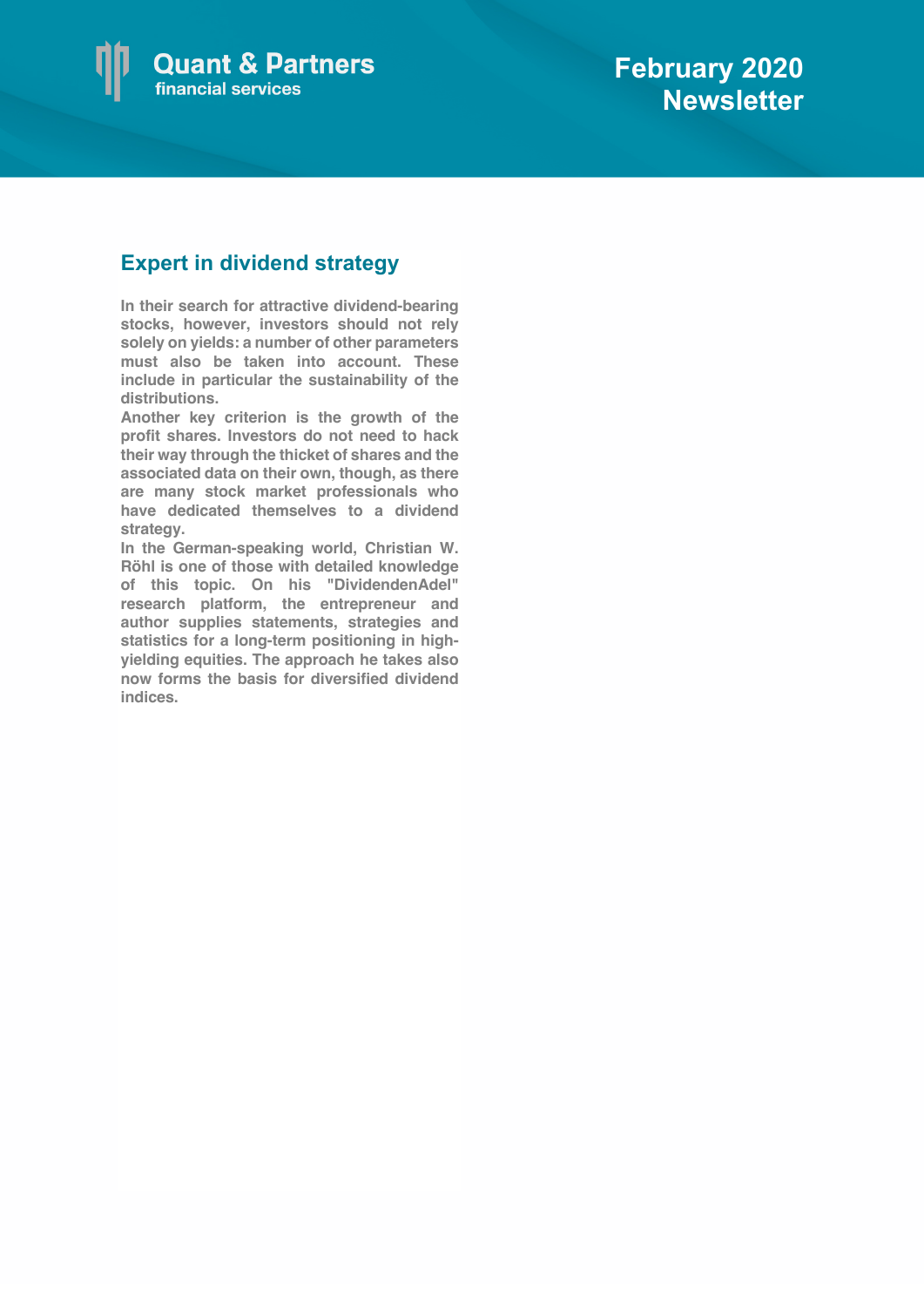## Expert in dividend strategy

**In their search for attractive dividend-bearing stocks, however, investors should not rely solely on yields: a number of other parameters must also be taken into account. These include in particular the sustainability of the distributions.**

**Another key criterion is the growth of the profit shares. Investors do not need to hack their way through the thicket of shares and the associated data on their own, though, as there are many stock market professionals who have dedicated themselves to a dividend strategy.**

**In the German-speaking world, Christian W. Röhl is one of those with detailed knowledge of this topic. On his "DividendenAdel" research platform, the entrepreneur and author supplies statements, strategies and statistics for a long-term positioning in high-yielding equities. The approach he takes also now forms the basis for diversified dividend indices.**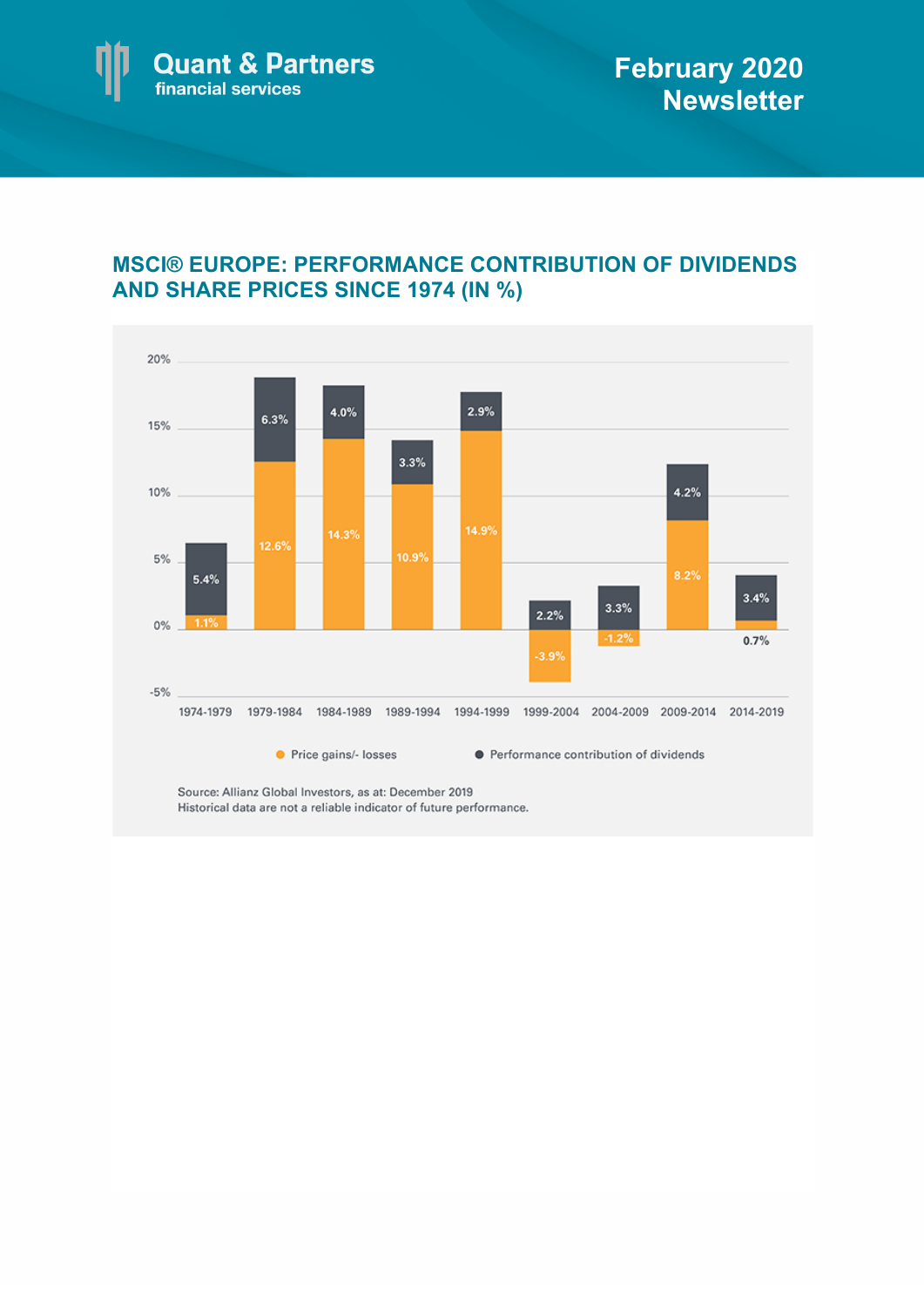## MSCI® EUROPE: PERFORMANCE CONTRIBUTION OF DIVIDENDS AND SHARE PRICES SINCE 1974 (IN %)

| Period | Price gains/- losses | Performance contribution of dividends |
|---|---|---|
| 1974-1979 | 1.1% | 5.4% |
| 1979-1984 | 12.6% | 6.3% |
| 1984-1989 | 14.3% | 4.0% |
| 1989-1994 | 10.9% | 3.3% |
| 1994-1999 | 14.9% | 2.9% |
| 1999-2004 | -3.9% | 2.2% |
| 2004-2009 | -1.2% | 3.3% |
| 2009-2014 | 8.2% | 4.2% |
| 2014-2019 | 0.7% | 3.4% |

Source: Allianz Global Investors, as at: December 2019
Historical data are not a reliable indicator of future performance.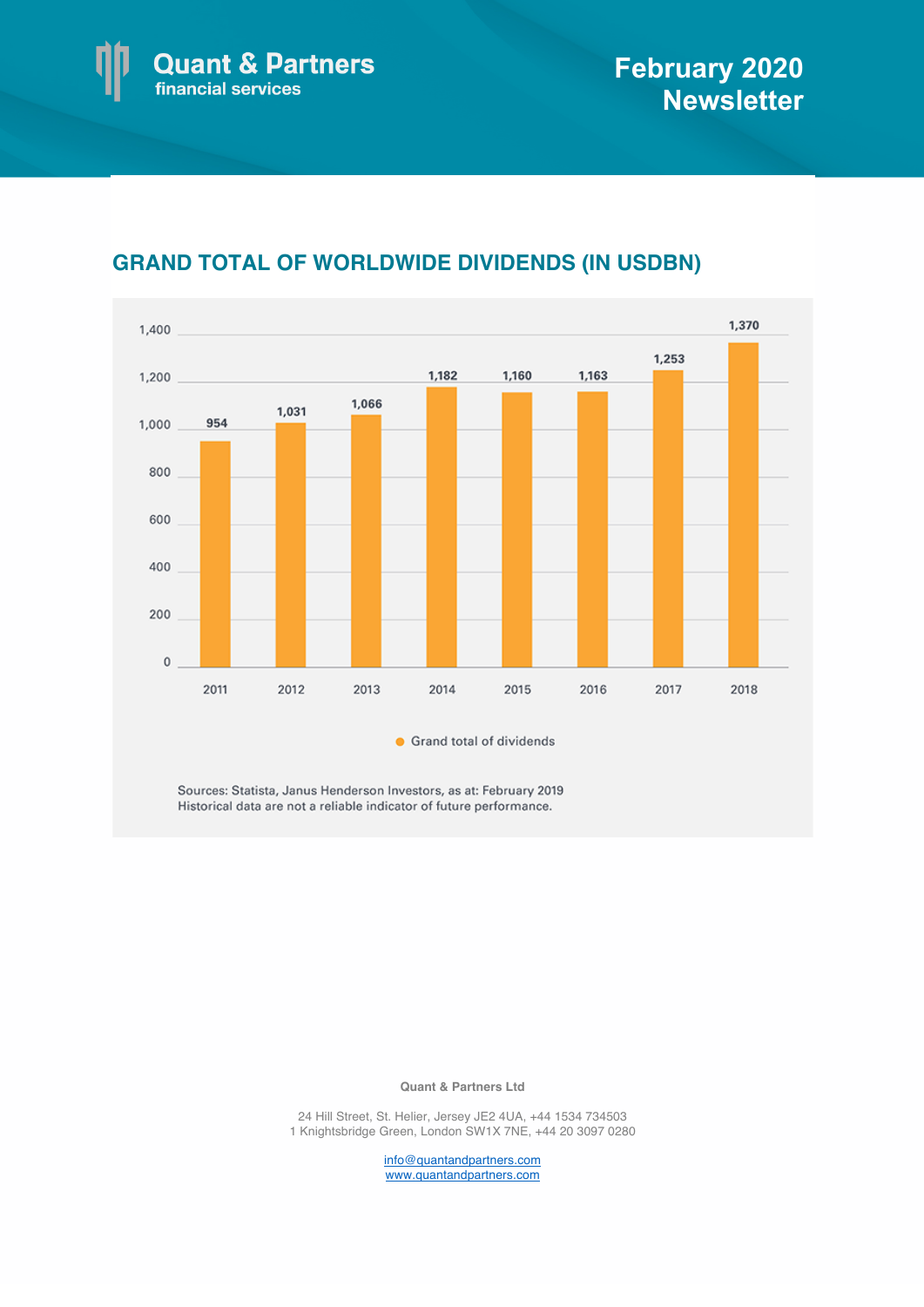## GRAND TOTAL OF WORLDWIDE DIVIDENDS (IN USDBN)

1,400
1,200
1,000
800
600
400
200
0

954
1,031
1,066
1,182
1,160
1,163
1,253
1,370

2011
2012
2013
2014
2015
2016
2017
2018

Grand total of dividends

Sources: Statista, Janus Henderson Investors, as at: February 2019
Historical data are not a reliable indicator of future performance.

**Quant & Partners Ltd**

24 Hill Street, St. Helier, Jersey JE2 4UA, +44 1534 734503
1 Knightsbridge Green, London SW1X 7NE, +44 20 3097 0280

info@quantandpartners.com
www.quantandpartners.com